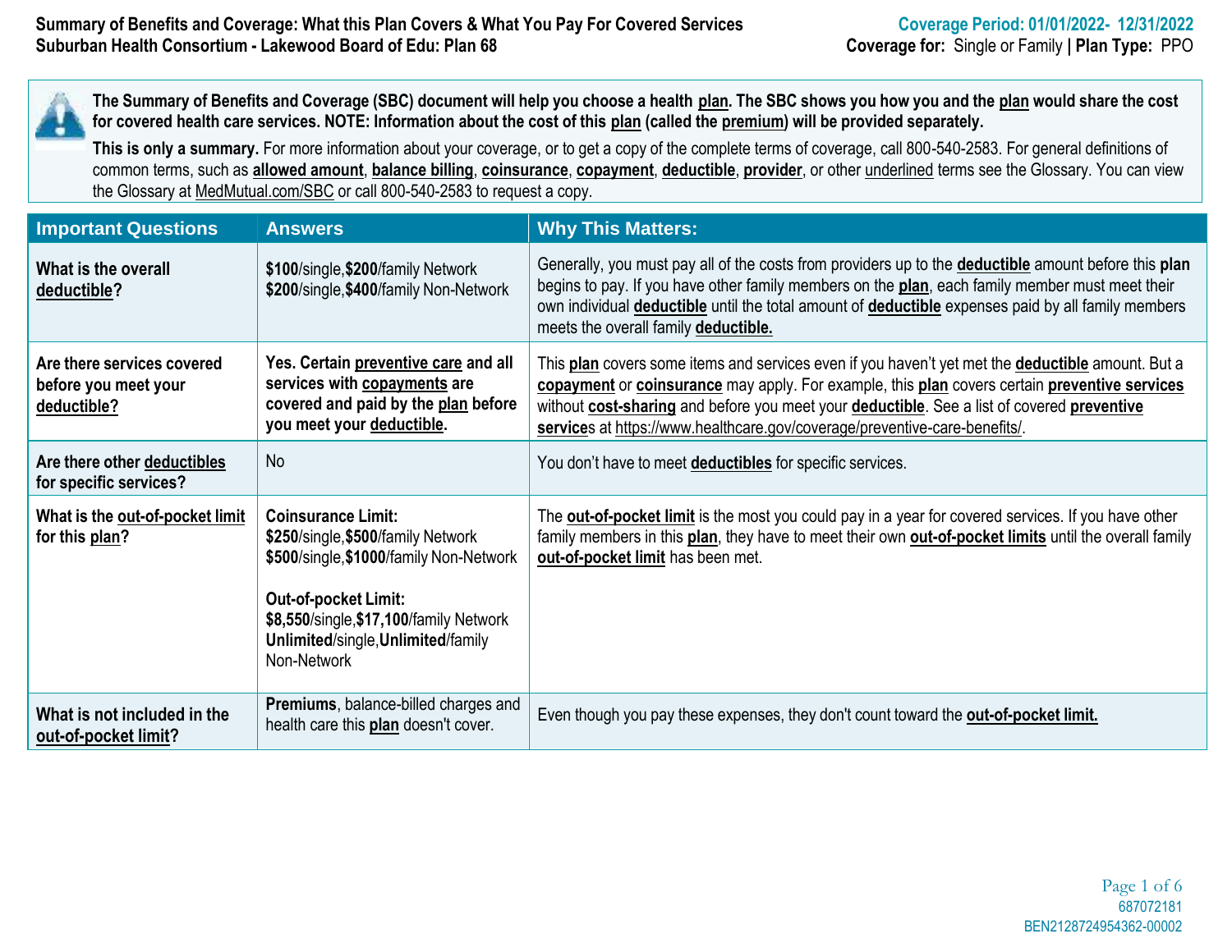**Summary of Benefits and Coverage: What this Plan Covers & What You Pay For Covered Services**
**Suburban Health Consortium - Lakewood Board of Edu: Plan 68**

**Coverage Period: 01/01/2022- 12/31/2022**
**Coverage for:** Single or Family | **Plan Type:** PPO

**The Summary of Benefits and Coverage (SBC) document will help you choose a health plan. The SBC shows you how you and the plan would share the cost for covered health care services. NOTE: Information about the cost of this plan (called the premium) will be provided separately.**

**This is only a summary.** For more information about your coverage, or to get a copy of the complete terms of coverage, call 800-540-2583. For general definitions of common terms, such as **allowed amount**, **balance billing**, **coinsurance**, **copayment**, **deductible**, **provider**, or other underlined terms see the Glossary. You can view the Glossary at MedMutual.com/SBC or call 800-540-2583 to request a copy.

| Important Questions | Answers | Why This Matters: |
|---|---|---|
| **What is the overall deductible?** | **$100**/single,**$200**/family Network<br>**$200**/single,**$400**/family Non-Network | Generally, you must pay all of the costs from providers up to the **deductible** amount before this **plan** begins to pay. If you have other family members on the **plan**, each family member must meet their own individual **deductible** until the total amount of **deductible** expenses paid by all family members meets the overall family **deductible.** |
| **Are there services covered before you meet your deductible?** | **Yes. Certain preventive care and all services with copayments are covered and paid by the plan before you meet your deductible.** | This **plan** covers some items and services even if you haven't yet met the **deductible** amount. But a **copayment** or **coinsurance** may apply. For example, this **plan** covers certain **preventive services** without **cost-sharing** and before you meet your **deductible**. See a list of covered **preventive services** at https://www.healthcare.gov/coverage/preventive-care-benefits/. |
| **Are there other deductibles for specific services?** | No | You don't have to meet **deductibles** for specific services. |
| **What is the out-of-pocket limit for this plan?** | **Coinsurance Limit:**<br>**$250**/single,**$500**/family Network<br>**$500**/single,**$1000**/family Non-Network<br><br>**Out-of-pocket Limit:**<br>**$8,550**/single,**$17,100**/family Network<br>**Unlimited**/single,**Unlimited**/family Non-Network | The **out-of-pocket limit** is the most you could pay in a year for covered services. If you have other family members in this **plan**, they have to meet their own **out-of-pocket limits** until the overall family **out-of-pocket limit** has been met. |
| **What is not included in the out-of-pocket limit?** | **Premiums**, balance-billed charges and health care this **plan** doesn't cover. | Even though you pay these expenses, they don't count toward the **out-of-pocket limit.** |

687072181
BEN2128724954362-00002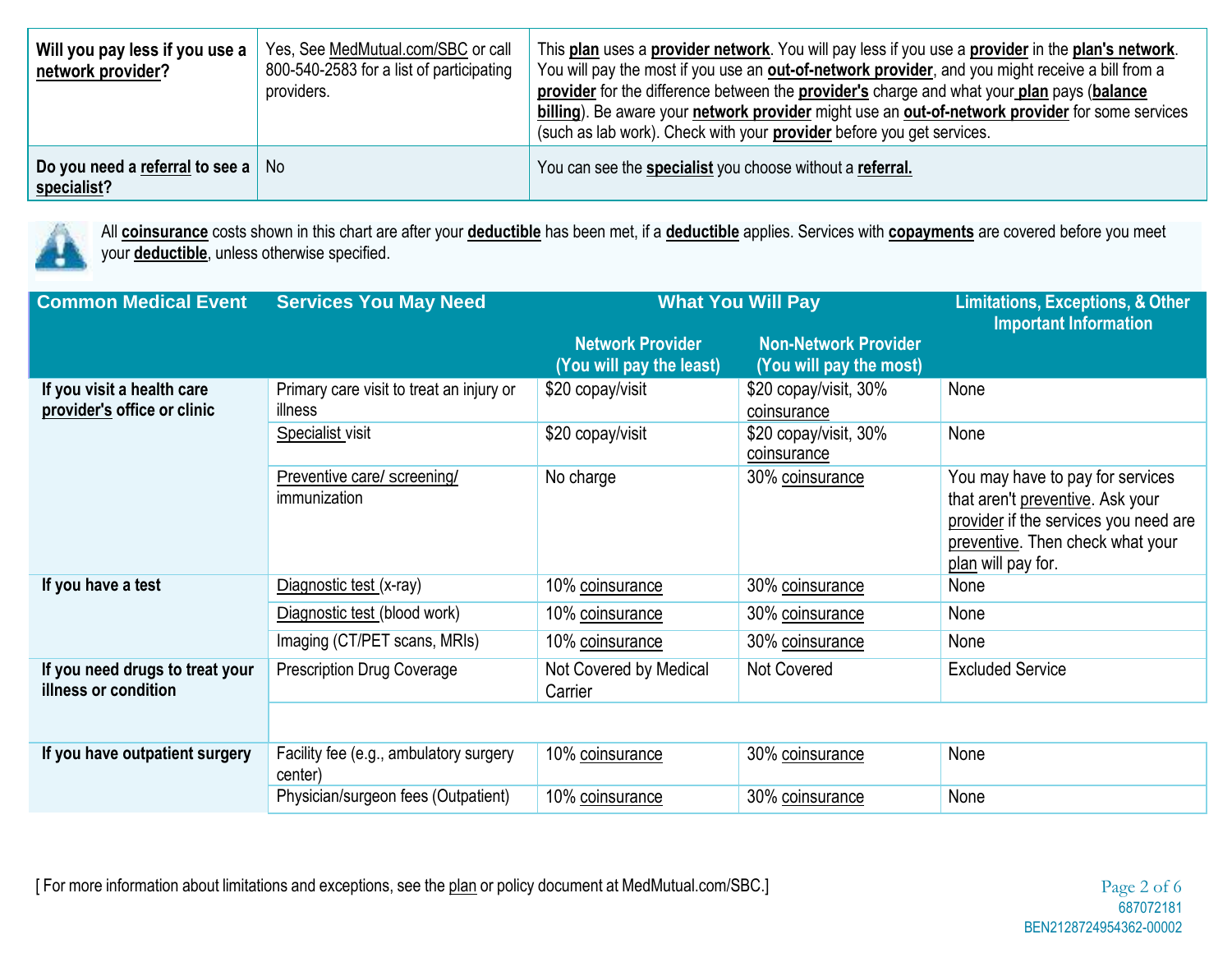| | | |
|---|---|---|
| **Will you pay less if you use a network provider?** | Yes, See MedMutual.com/SBC or call 800-540-2583 for a list of participating providers. | This **plan** uses a **provider network**. You will pay less if you use a **provider** in the **plan's network**. You will pay the most if you use an **out-of-network provider**, and you might receive a bill from a **provider** for the difference between the **provider's** charge and what your **plan** pays (**balance billing**). Be aware your **network provider** might use an **out-of-network provider** for some services (such as lab work). Check with your **provider** before you get services. |
| **Do you need a referral to see a specialist?** | No | You can see the **specialist** you choose without a **referral.** |

All **coinsurance** costs shown in this chart are after your **deductible** has been met, if a **deductible** applies. Services with **copayments** are covered before you meet your **deductible**, unless otherwise specified.

| Common Medical Event | Services You May Need | What You Will Pay | | Limitations, Exceptions, & Other Important Information |
|---|---|---|---|---|
| | | Network Provider (You will pay the least) | Non-Network Provider (You will pay the most) | |
| **If you visit a health care provider's office or clinic** | Primary care visit to treat an injury or illness | $20 copay/visit | $20 copay/visit, 30% coinsurance | None |
| | Specialist visit | $20 copay/visit | $20 copay/visit, 30% coinsurance | None |
| | Preventive care/ screening/ immunization | No charge | 30% coinsurance | You may have to pay for services that aren't preventive. Ask your provider if the services you need are preventive. Then check what your plan will pay for. |
| **If you have a test** | Diagnostic test (x-ray) | 10% coinsurance | 30% coinsurance | None |
| | Diagnostic test (blood work) | 10% coinsurance | 30% coinsurance | None |
| | Imaging (CT/PET scans, MRIs) | 10% coinsurance | 30% coinsurance | None |
| **If you need drugs to treat your illness or condition** | Prescription Drug Coverage | Not Covered by Medical Carrier | Not Covered | Excluded Service |
| **If you have outpatient surgery** | Facility fee (e.g., ambulatory surgery center) | 10% coinsurance | 30% coinsurance | None |
| | Physician/surgeon fees (Outpatient) | 10% coinsurance | 30% coinsurance | None |

[ For more information about limitations and exceptions, see the plan or policy document at MedMutual.com/SBC.]

687072181
BEN2128724954362-00002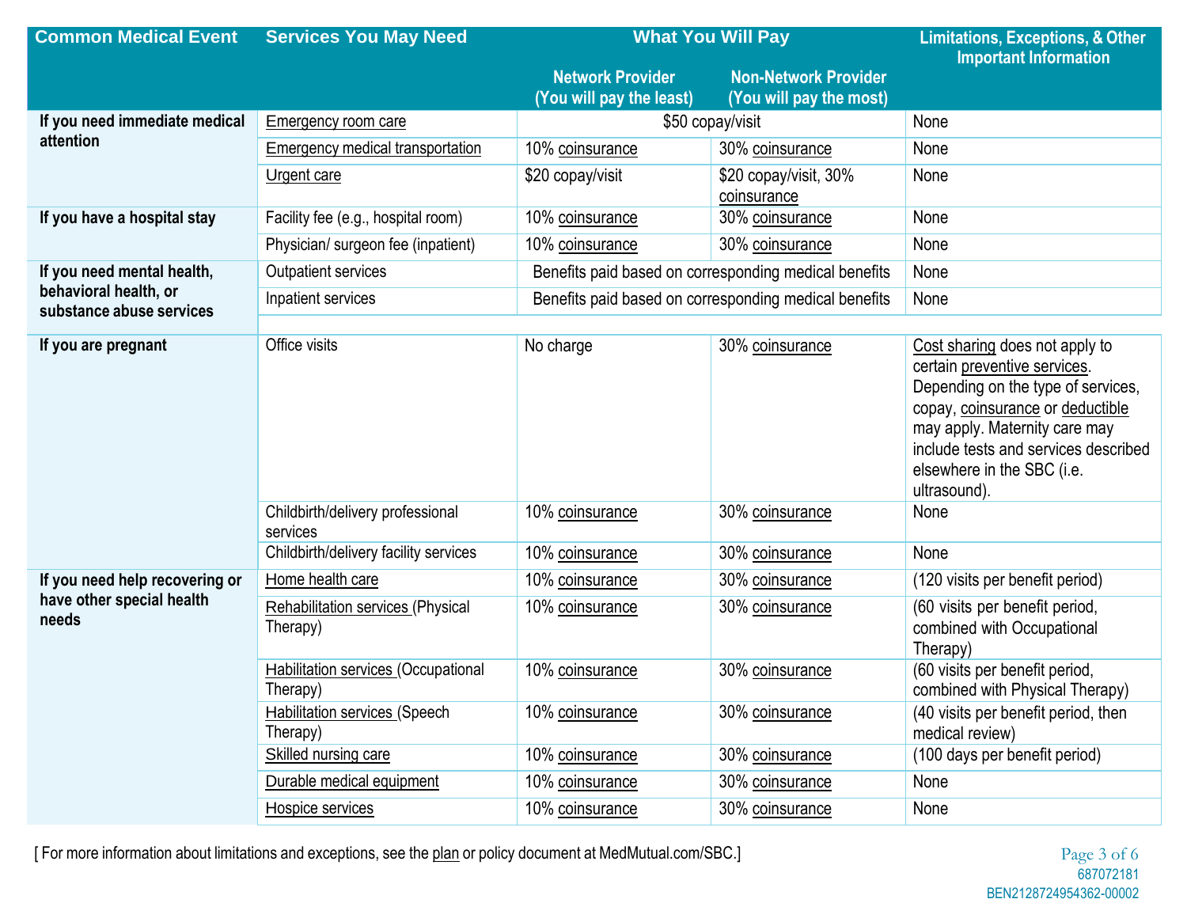| Common Medical Event | Services You May Need | What You Will Pay | | Limitations, Exceptions, & Other Important Information |
|---|---|---|---|---|
| | | Network Provider (You will pay the least) | Non-Network Provider (You will pay the most) | |
| If you need immediate medical attention | Emergency room care | $50 copay/visit | | None |
| | Emergency medical transportation | 10% coinsurance | 30% coinsurance | None |
| | Urgent care | $20 copay/visit | $20 copay/visit, 30% coinsurance | None |
| If you have a hospital stay | Facility fee (e.g., hospital room) | 10% coinsurance | 30% coinsurance | None |
| | Physician/ surgeon fee (inpatient) | 10% coinsurance | 30% coinsurance | None |
| If you need mental health, behavioral health, or substance abuse services | Outpatient services | Benefits paid based on corresponding medical benefits | | None |
| | Inpatient services | Benefits paid based on corresponding medical benefits | | None |
| If you are pregnant | Office visits | No charge | 30% coinsurance | Cost sharing does not apply to certain preventive services. Depending on the type of services, copay, coinsurance or deductible may apply. Maternity care may include tests and services described elsewhere in the SBC (i.e. ultrasound). |
| | Childbirth/delivery professional services | 10% coinsurance | 30% coinsurance | None |
| | Childbirth/delivery facility services | 10% coinsurance | 30% coinsurance | None |
| If you need help recovering or have other special health needs | Home health care | 10% coinsurance | 30% coinsurance | (120 visits per benefit period) |
| | Rehabilitation services (Physical Therapy) | 10% coinsurance | 30% coinsurance | (60 visits per benefit period, combined with Occupational Therapy) |
| | Habilitation services (Occupational Therapy) | 10% coinsurance | 30% coinsurance | (60 visits per benefit period, combined with Physical Therapy) |
| | Habilitation services (Speech Therapy) | 10% coinsurance | 30% coinsurance | (40 visits per benefit period, then medical review) |
| | Skilled nursing care | 10% coinsurance | 30% coinsurance | (100 days per benefit period) |
| | Durable medical equipment | 10% coinsurance | 30% coinsurance | None |
| | Hospice services | 10% coinsurance | 30% coinsurance | None |

[ For more information about limitations and exceptions, see the plan or policy document at MedMutual.com/SBC.]

687072181
BEN2128724954362-00002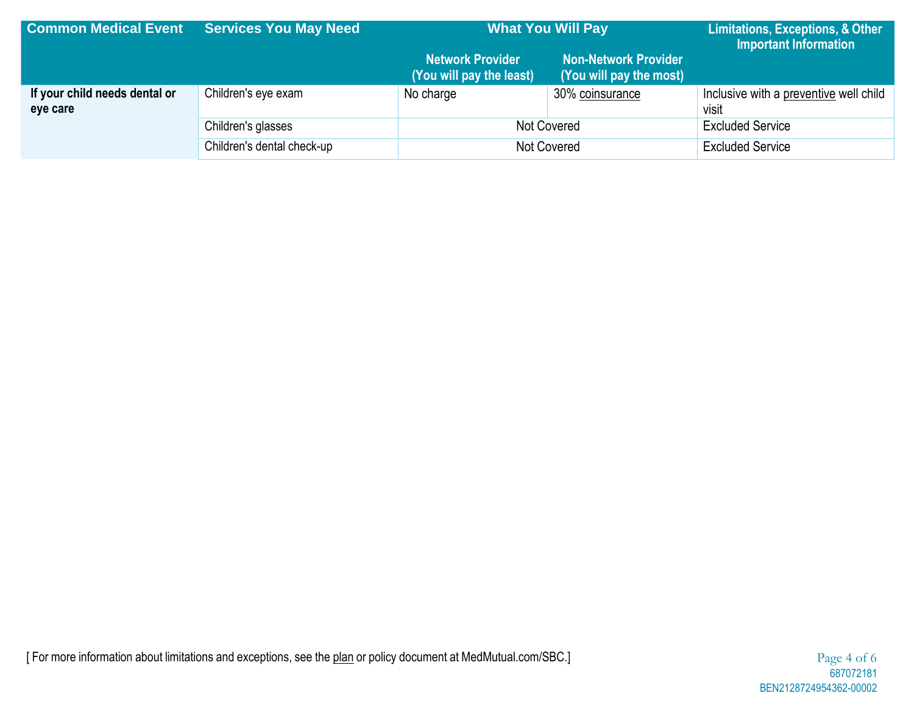| Common Medical Event | Services You May Need | What You Will Pay | | Limitations, Exceptions, & Other Important Information |
|---|---|---|---|---|
| | | **Network Provider (You will pay the least)** | **Non-Network Provider (You will pay the most)** | |
| **If your child needs dental or eye care** | Children's eye exam | No charge | 30% coinsurance | Inclusive with a preventive well child visit |
| | Children's glasses | Not Covered | | Excluded Service |
| | Children's dental check-up | Not Covered | | Excluded Service |

[ For more information about limitations and exceptions, see the plan or policy document at MedMutual.com/SBC.]

687072181
BEN2128724954362-00002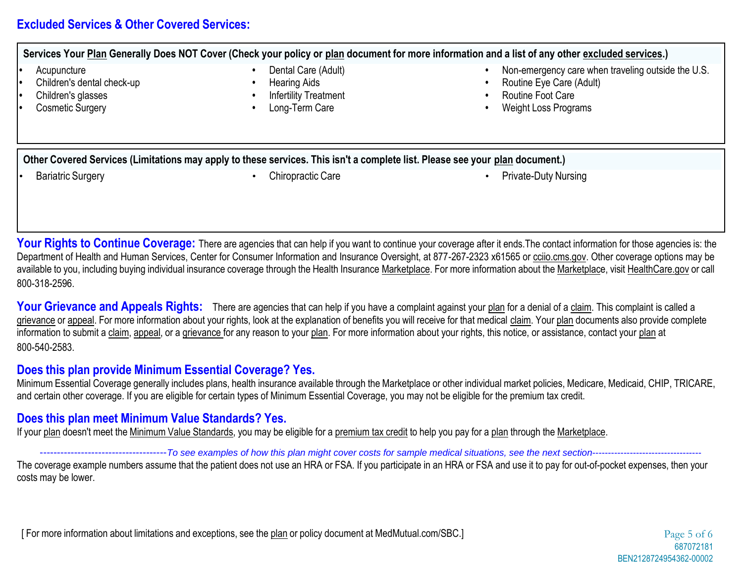## Excluded Services & Other Covered Services:

**Services Your Plan Generally Does NOT Cover (Check your policy or plan document for more information and a list of any other excluded services.)**

- Acupuncture
- Children's dental check-up
- Children's glasses
- Cosmetic Surgery
- Dental Care (Adult)
- Hearing Aids
- Infertility Treatment
- Long-Term Care
- Non-emergency care when traveling outside the U.S.
- Routine Eye Care (Adult)
- Routine Foot Care
- Weight Loss Programs

**Other Covered Services (Limitations may apply to these services. This isn't a complete list. Please see your plan document.)**

- Bariatric Surgery
- Chiropractic Care
- Private-Duty Nursing

**Your Rights to Continue Coverage:** There are agencies that can help if you want to continue your coverage after it ends.The contact information for those agencies is: the Department of Health and Human Services, Center for Consumer Information and Insurance Oversight, at 877-267-2323 x61565 or cciio.cms.gov. Other coverage options may be available to you, including buying individual insurance coverage through the Health Insurance Marketplace. For more information about the Marketplace, visit HealthCare.gov or call 800-318-2596.

**Your Grievance and Appeals Rights:** There are agencies that can help if you have a complaint against your plan for a denial of a claim. This complaint is called a grievance or appeal. For more information about your rights, look at the explanation of benefits you will receive for that medical claim. Your plan documents also provide complete information to submit a claim, appeal, or a grievance for any reason to your plan. For more information about your rights, this notice, or assistance, contact your plan at 800-540-2583.

### Does this plan provide Minimum Essential Coverage? Yes.

Minimum Essential Coverage generally includes plans, health insurance available through the Marketplace or other individual market policies, Medicare, Medicaid, CHIP, TRICARE, and certain other coverage. If you are eligible for certain types of Minimum Essential Coverage, you may not be eligible for the premium tax credit.

### Does this plan meet Minimum Value Standards? Yes.

If your plan doesn't meet the Minimum Value Standards, you may be eligible for a premium tax credit to help you pay for a plan through the Marketplace.

*-------------------------------------To see examples of how this plan might cover costs for sample medical situations, see the next section----------------------------------*

The coverage example numbers assume that the patient does not use an HRA or FSA. If you participate in an HRA or FSA and use it to pay for out-of-pocket expenses, then your costs may be lower.

[ For more information about limitations and exceptions, see the plan or policy document at MedMutual.com/SBC.]

687072181
BEN2128724954362-00002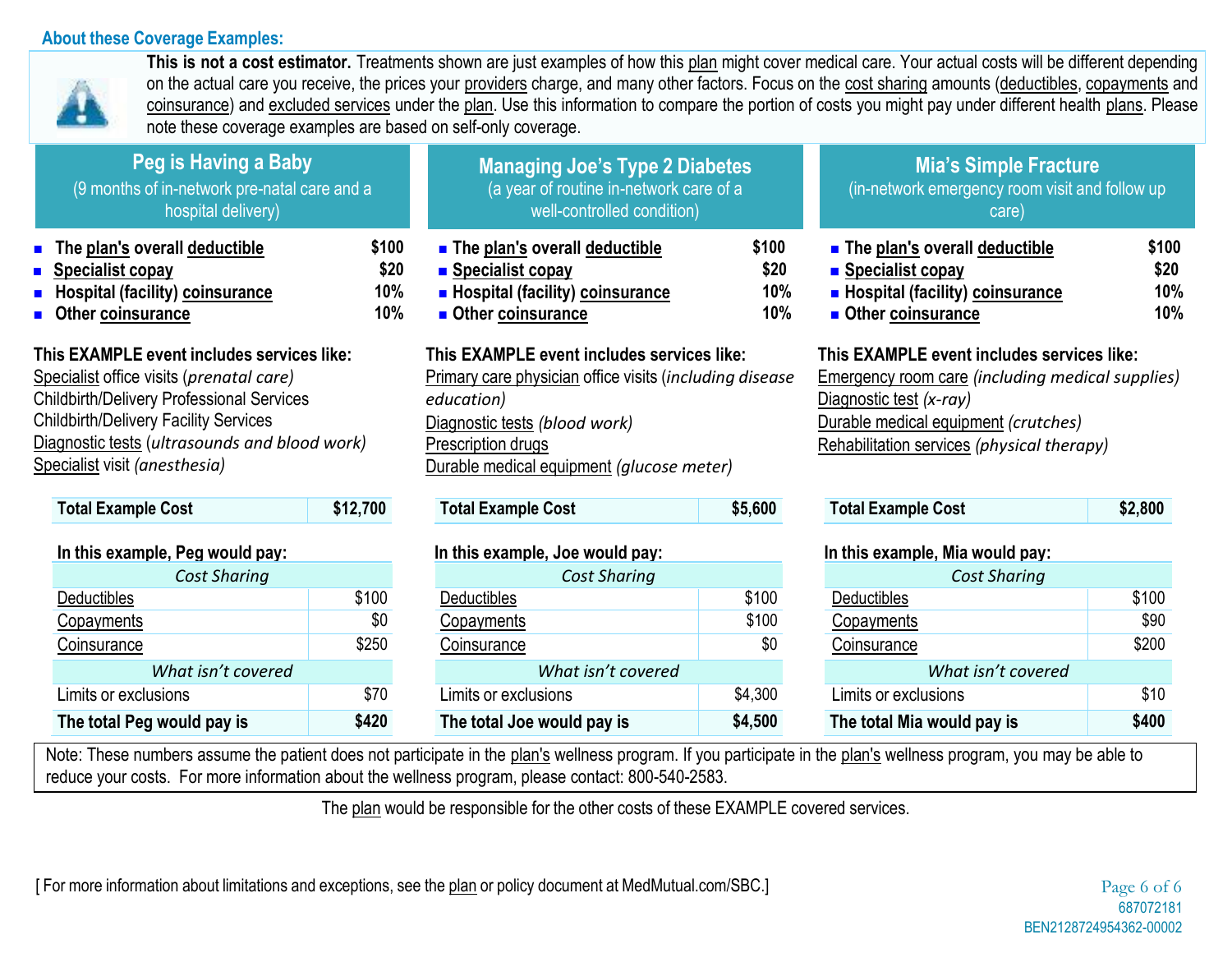## About these Coverage Examples:

**This is not a cost estimator.** Treatments shown are just examples of how this plan might cover medical care. Your actual costs will be different depending on the actual care you receive, the prices your providers charge, and many other factors. Focus on the cost sharing amounts (deductibles, copayments and coinsurance) and excluded services under the plan. Use this information to compare the portion of costs you might pay under different health plans. Please note these coverage examples are based on self-only coverage.

### Peg is Having a Baby
(9 months of in-network pre-natal care and a hospital delivery)

| | |
|---|---|
| **The plan's overall deductible** | **$100** |
| **Specialist copay** | **$20** |
| **Hospital (facility) coinsurance** | **10%** |
| **Other coinsurance** | **10%** |

**This EXAMPLE event includes services like:**
Specialist office visits (*prenatal care)*
Childbirth/Delivery Professional Services
Childbirth/Delivery Facility Services
Diagnostic tests (*ultrasounds and blood work)*
Specialist visit *(anesthesia)*

| **Total Example Cost** | **$12,700** |
|---|---|

**In this example, Peg would pay:**

| *Cost Sharing* | |
|---|---|
| Deductibles | $100 |
| Copayments | $0 |
| Coinsurance | $250 |
| *What isn't covered* | |
| Limits or exclusions | $70 |
| **The total Peg would pay is** | **$420** |

### Managing Joe's Type 2 Diabetes
(a year of routine in-network care of a well-controlled condition)

| | |
|---|---|
| **The plan's overall deductible** | **$100** |
| **Specialist copay** | **$20** |
| **Hospital (facility) coinsurance** | **10%** |
| **Other coinsurance** | **10%** |

**This EXAMPLE event includes services like:**
Primary care physician office visits (*including disease education)*
Diagnostic tests *(blood work)*
Prescription drugs
Durable medical equipment *(glucose meter)*

| **Total Example Cost** | **$5,600** |
|---|---|

**In this example, Joe would pay:**

| *Cost Sharing* | |
|---|---|
| Deductibles | $100 |
| Copayments | $100 |
| Coinsurance | $0 |
| *What isn't covered* | |
| Limits or exclusions | $4,300 |
| **The total Joe would pay is** | **$4,500** |

### Mia's Simple Fracture
(in-network emergency room visit and follow up care)

| | |
|---|---|
| **The plan's overall deductible** | **$100** |
| **Specialist copay** | **$20** |
| **Hospital (facility) coinsurance** | **10%** |
| **Other coinsurance** | **10%** |

**This EXAMPLE event includes services like:**
Emergency room care *(including medical supplies)*
Diagnostic test *(x-ray)*
Durable medical equipment *(crutches)*
Rehabilitation services *(physical therapy)*

| **Total Example Cost** | **$2,800** |
|---|---|

**In this example, Mia would pay:**

| *Cost Sharing* | |
|---|---|
| Deductibles | $100 |
| Copayments | $90 |
| Coinsurance | $200 |
| *What isn't covered* | |
| Limits or exclusions | $10 |
| **The total Mia would pay is** | **$400** |

Note: These numbers assume the patient does not participate in the plan's wellness program. If you participate in the plan's wellness program, you may be able to reduce your costs. For more information about the wellness program, please contact: 800-540-2583.

The plan would be responsible for the other costs of these EXAMPLE covered services.

[ For more information about limitations and exceptions, see the plan or policy document at MedMutual.com/SBC.]

687072181
BEN2128724954362-00002